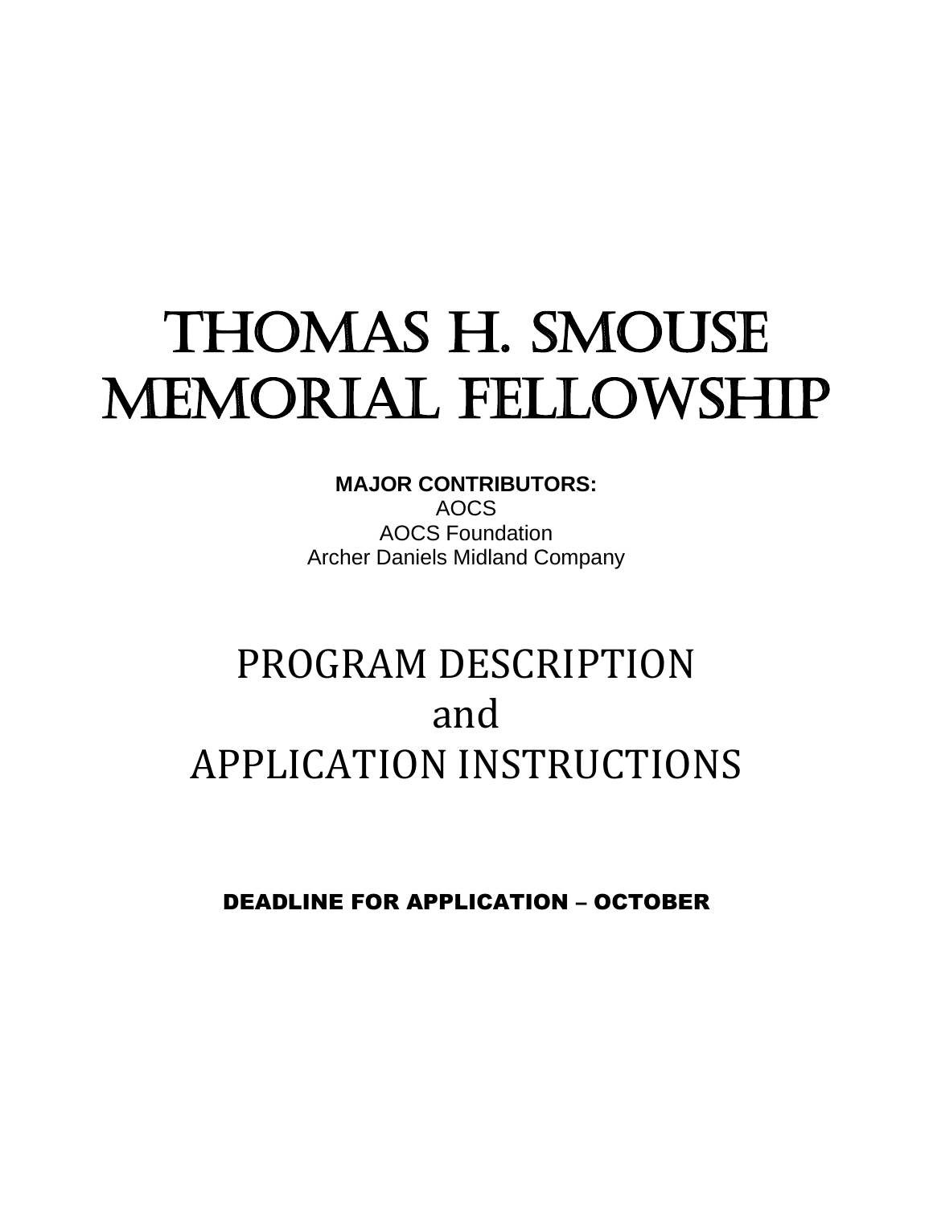# Thomas H. Smouse Memorial Fellowship

**MAJOR CONTRIBUTORS:**
AOCS
AOCS Foundation
Archer Daniels Midland Company

## PROGRAM DESCRIPTION
## and
## APPLICATION INSTRUCTIONS

**DEADLINE FOR APPLICATION – OCTOBER**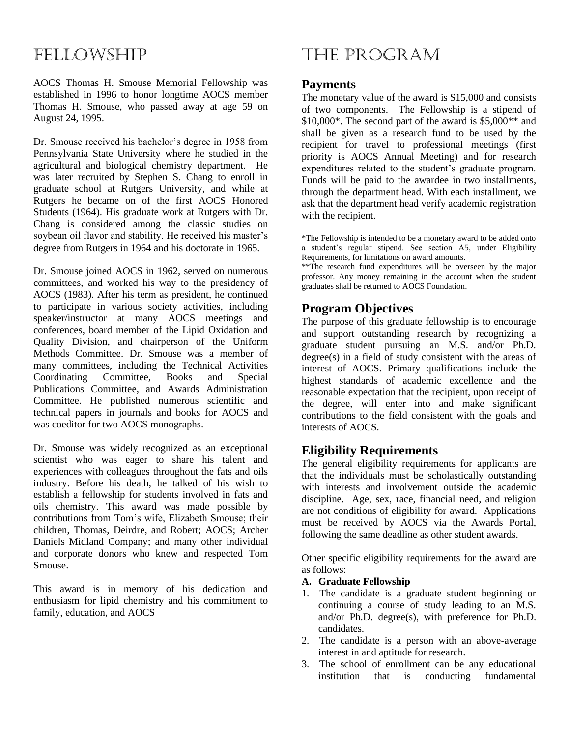# FELLOWSHIP

AOCS Thomas H. Smouse Memorial Fellowship was established in 1996 to honor longtime AOCS member Thomas H. Smouse, who passed away at age 59 on August 24, 1995.

Dr. Smouse received his bachelor's degree in 1958 from Pennsylvania State University where he studied in the agricultural and biological chemistry department. He was later recruited by Stephen S. Chang to enroll in graduate school at Rutgers University, and while at Rutgers he became on of the first AOCS Honored Students (1964). His graduate work at Rutgers with Dr. Chang is considered among the classic studies on soybean oil flavor and stability. He received his master's degree from Rutgers in 1964 and his doctorate in 1965.

Dr. Smouse joined AOCS in 1962, served on numerous committees, and worked his way to the presidency of AOCS (1983). After his term as president, he continued to participate in various society activities, including speaker/instructor at many AOCS meetings and conferences, board member of the Lipid Oxidation and Quality Division, and chairperson of the Uniform Methods Committee. Dr. Smouse was a member of many committees, including the Technical Activities Coordinating Committee, Books and Special Publications Committee, and Awards Administration Committee. He published numerous scientific and technical papers in journals and books for AOCS and was coeditor for two AOCS monographs.

Dr. Smouse was widely recognized as an exceptional scientist who was eager to share his talent and experiences with colleagues throughout the fats and oils industry. Before his death, he talked of his wish to establish a fellowship for students involved in fats and oils chemistry. This award was made possible by contributions from Tom's wife, Elizabeth Smouse; their children, Thomas, Deirdre, and Robert; AOCS; Archer Daniels Midland Company; and many other individual and corporate donors who knew and respected Tom Smouse.

This award is in memory of his dedication and enthusiasm for lipid chemistry and his commitment to family, education, and AOCS

# THE PROGRAM

## Payments

The monetary value of the award is $15,000 and consists of two components. The Fellowship is a stipend of $10,000*. The second part of the award is $5,000** and shall be given as a research fund to be used by the recipient for travel to professional meetings (first priority is AOCS Annual Meeting) and for research expenditures related to the student's graduate program. Funds will be paid to the awardee in two installments, through the department head. With each installment, we ask that the department head verify academic registration with the recipient.

*The Fellowship is intended to be a monetary award to be added onto a student's regular stipend. See section A5, under Eligibility Requirements, for limitations on award amounts.

**The research fund expenditures will be overseen by the major professor. Any money remaining in the account when the student graduates shall be returned to AOCS Foundation.

## Program Objectives

The purpose of this graduate fellowship is to encourage and support outstanding research by recognizing a graduate student pursuing an M.S. and/or Ph.D. degree(s) in a field of study consistent with the areas of interest of AOCS. Primary qualifications include the highest standards of academic excellence and the reasonable expectation that the recipient, upon receipt of the degree, will enter into and make significant contributions to the field consistent with the goals and interests of AOCS.

## Eligibility Requirements

The general eligibility requirements for applicants are that the individuals must be scholastically outstanding with interests and involvement outside the academic discipline. Age, sex, race, financial need, and religion are not conditions of eligibility for award. Applications must be received by AOCS via the Awards Portal, following the same deadline as other student awards.

Other specific eligibility requirements for the award are as follows:

**A. Graduate Fellowship**

1. The candidate is a graduate student beginning or continuing a course of study leading to an M.S. and/or Ph.D. degree(s), with preference for Ph.D. candidates.
2. The candidate is a person with an above-average interest in and aptitude for research.
3. The school of enrollment can be any educational institution that is conducting fundamental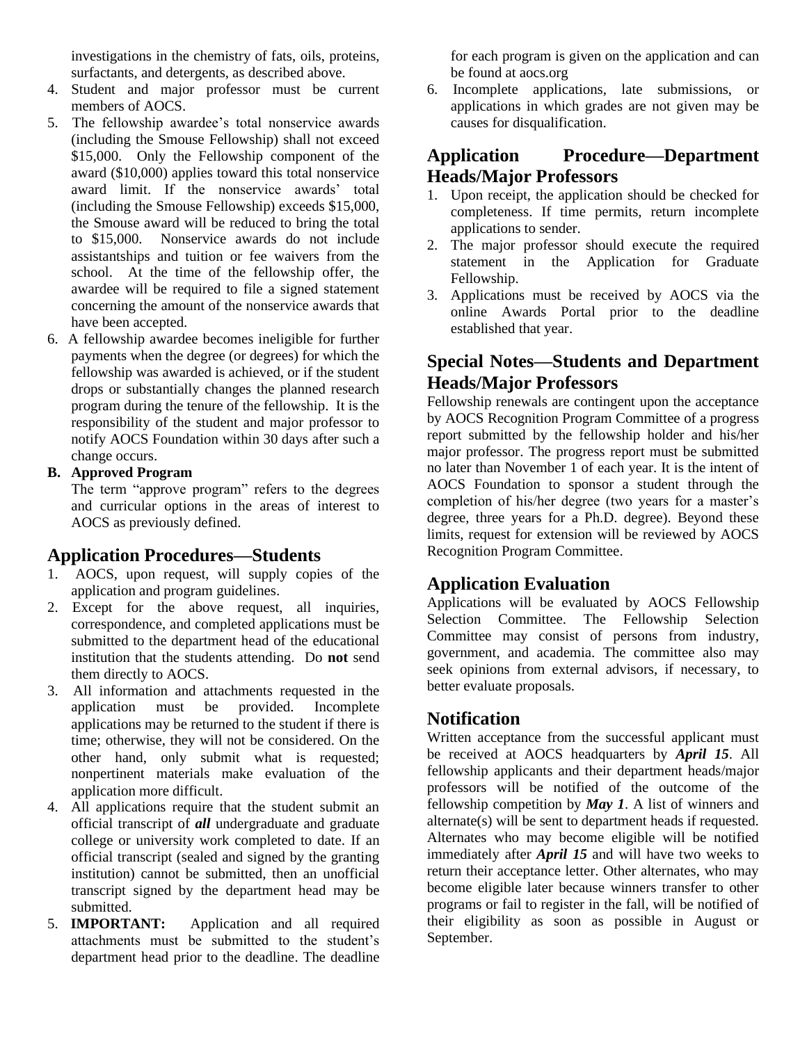investigations in the chemistry of fats, oils, proteins, surfactants, and detergents, as described above.

4. Student and major professor must be current members of AOCS.
5. The fellowship awardee's total nonservice awards (including the Smouse Fellowship) shall not exceed $15,000. Only the Fellowship component of the award ($10,000) applies toward this total nonservice award limit. If the nonservice awards' total (including the Smouse Fellowship) exceeds $15,000, the Smouse award will be reduced to bring the total to $15,000. Nonservice awards do not include assistantships and tuition or fee waivers from the school. At the time of the fellowship offer, the awardee will be required to file a signed statement concerning the amount of the nonservice awards that have been accepted.
6. A fellowship awardee becomes ineligible for further payments when the degree (or degrees) for which the fellowship was awarded is achieved, or if the student drops or substantially changes the planned research program during the tenure of the fellowship. It is the responsibility of the student and major professor to notify AOCS Foundation within 30 days after such a change occurs.

**B. Approved Program**

The term "approve program" refers to the degrees and curricular options in the areas of interest to AOCS as previously defined.

## Application Procedures—Students

1. AOCS, upon request, will supply copies of the application and program guidelines.
2. Except for the above request, all inquiries, correspondence, and completed applications must be submitted to the department head of the educational institution that the students attending. Do **not** send them directly to AOCS.
3. All information and attachments requested in the application must be provided. Incomplete applications may be returned to the student if there is time; otherwise, they will not be considered. On the other hand, only submit what is requested; nonpertinent materials make evaluation of the application more difficult.
4. All applications require that the student submit an official transcript of ***all*** undergraduate and graduate college or university work completed to date. If an official transcript (sealed and signed by the granting institution) cannot be submitted, then an unofficial transcript signed by the department head may be submitted.
5. **IMPORTANT:** Application and all required attachments must be submitted to the student's department head prior to the deadline. The deadline for each program is given on the application and can be found at aocs.org
6. Incomplete applications, late submissions, or applications in which grades are not given may be causes for disqualification.

## Application Procedure—Department Heads/Major Professors

1. Upon receipt, the application should be checked for completeness. If time permits, return incomplete applications to sender.
2. The major professor should execute the required statement in the Application for Graduate Fellowship.
3. Applications must be received by AOCS via the online Awards Portal prior to the deadline established that year.

## Special Notes—Students and Department Heads/Major Professors

Fellowship renewals are contingent upon the acceptance by AOCS Recognition Program Committee of a progress report submitted by the fellowship holder and his/her major professor. The progress report must be submitted no later than November 1 of each year. It is the intent of AOCS Foundation to sponsor a student through the completion of his/her degree (two years for a master's degree, three years for a Ph.D. degree). Beyond these limits, request for extension will be reviewed by AOCS Recognition Program Committee.

## Application Evaluation

Applications will be evaluated by AOCS Fellowship Selection Committee. The Fellowship Selection Committee may consist of persons from industry, government, and academia. The committee also may seek opinions from external advisors, if necessary, to better evaluate proposals.

## Notification

Written acceptance from the successful applicant must be received at AOCS headquarters by ***April 15***. All fellowship applicants and their department heads/major professors will be notified of the outcome of the fellowship competition by ***May 1***. A list of winners and alternate(s) will be sent to department heads if requested. Alternates who may become eligible will be notified immediately after ***April 15*** and will have two weeks to return their acceptance letter. Other alternates, who may become eligible later because winners transfer to other programs or fail to register in the fall, will be notified of their eligibility as soon as possible in August or September.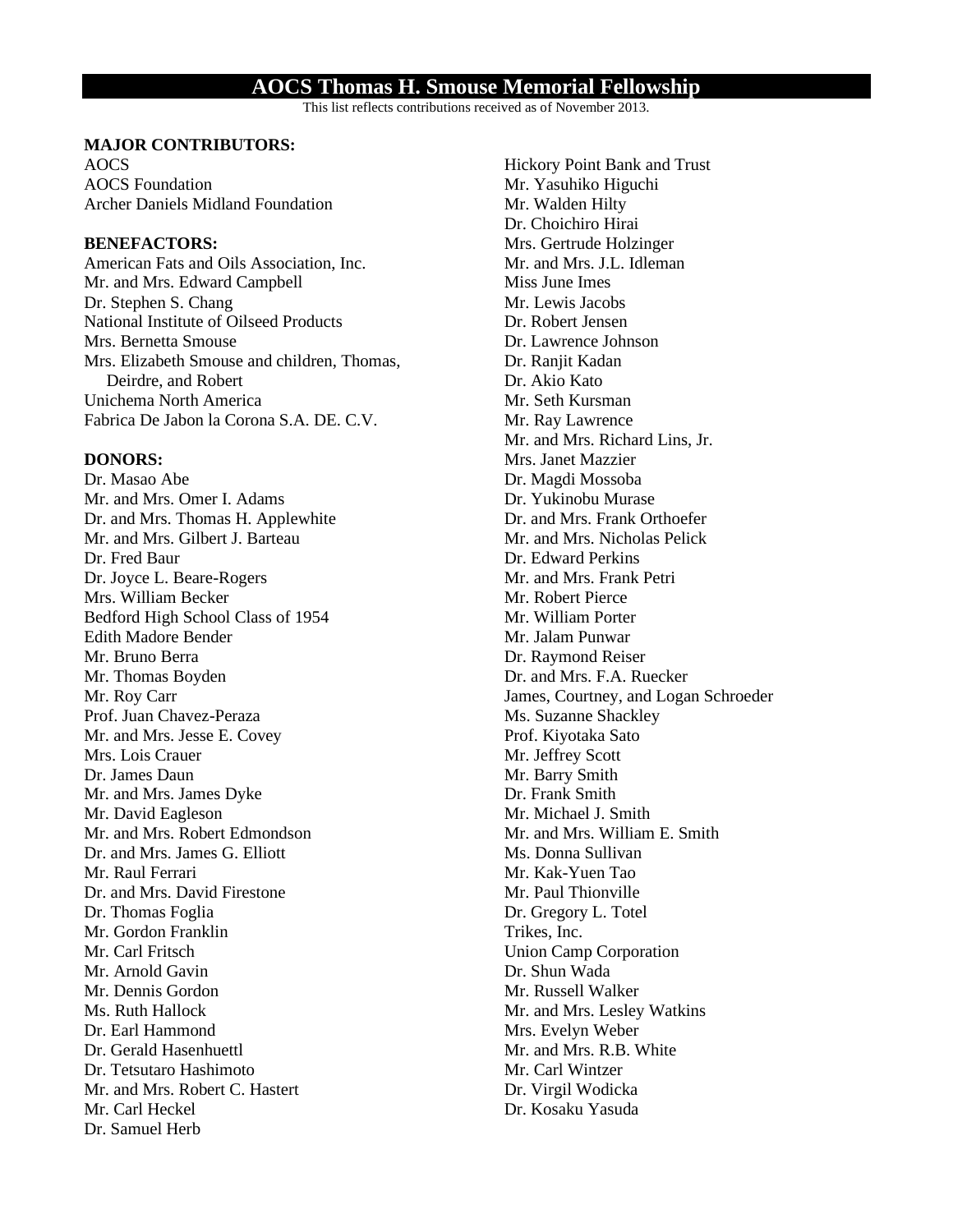# AOCS Thomas H. Smouse Memorial Fellowship

This list reflects contributions received as of November 2013.

**MAJOR CONTRIBUTORS:**

AOCS
AOCS Foundation
Archer Daniels Midland Foundation

**BENEFACTORS:**

American Fats and Oils Association, Inc.
Mr. and Mrs. Edward Campbell
Dr. Stephen S. Chang
National Institute of Oilseed Products
Mrs. Bernetta Smouse
Mrs. Elizabeth Smouse and children, Thomas, Deirdre, and Robert
Unichema North America
Fabrica De Jabon la Corona S.A. DE. C.V.

**DONORS:**

Dr. Masao Abe
Mr. and Mrs. Omer I. Adams
Dr. and Mrs. Thomas H. Applewhite
Mr. and Mrs. Gilbert J. Barteau
Dr. Fred Baur
Dr. Joyce L. Beare-Rogers
Mrs. William Becker
Bedford High School Class of 1954
Edith Madore Bender
Mr. Bruno Berra
Mr. Thomas Boyden
Mr. Roy Carr
Prof. Juan Chavez-Peraza
Mr. and Mrs. Jesse E. Covey
Mrs. Lois Crauer
Dr. James Daun
Mr. and Mrs. James Dyke
Mr. David Eagleson
Mr. and Mrs. Robert Edmondson
Dr. and Mrs. James G. Elliott
Mr. Raul Ferrari
Dr. and Mrs. David Firestone
Dr. Thomas Foglia
Mr. Gordon Franklin
Mr. Carl Fritsch
Mr. Arnold Gavin
Mr. Dennis Gordon
Ms. Ruth Hallock
Dr. Earl Hammond
Dr. Gerald Hasenhuettl
Dr. Tetsutaro Hashimoto
Mr. and Mrs. Robert C. Hastert
Mr. Carl Heckel
Dr. Samuel Herb
Hickory Point Bank and Trust
Mr. Yasuhiko Higuchi
Mr. Walden Hilty
Dr. Choichiro Hirai
Mrs. Gertrude Holzinger
Mr. and Mrs. J.L. Idleman
Miss June Imes
Mr. Lewis Jacobs
Dr. Robert Jensen
Dr. Lawrence Johnson
Dr. Ranjit Kadan
Dr. Akio Kato
Mr. Seth Kursman
Mr. Ray Lawrence
Mr. and Mrs. Richard Lins, Jr.
Mrs. Janet Mazzier
Dr. Magdi Mossoba
Dr. Yukinobu Murase
Dr. and Mrs. Frank Orthoefer
Mr. and Mrs. Nicholas Pelick
Dr. Edward Perkins
Mr. and Mrs. Frank Petri
Mr. Robert Pierce
Mr. William Porter
Mr. Jalam Punwar
Dr. Raymond Reiser
Dr. and Mrs. F.A. Ruecker
James, Courtney, and Logan Schroeder
Ms. Suzanne Shackley
Prof. Kiyotaka Sato
Mr. Jeffrey Scott
Mr. Barry Smith
Dr. Frank Smith
Mr. Michael J. Smith
Mr. and Mrs. William E. Smith
Ms. Donna Sullivan
Mr. Kak-Yuen Tao
Mr. Paul Thionville
Dr. Gregory L. Totel
Trikes, Inc.
Union Camp Corporation
Dr. Shun Wada
Mr. Russell Walker
Mr. and Mrs. Lesley Watkins
Mrs. Evelyn Weber
Mr. and Mrs. R.B. White
Mr. Carl Wintzer
Dr. Virgil Wodicka
Dr. Kosaku Yasuda